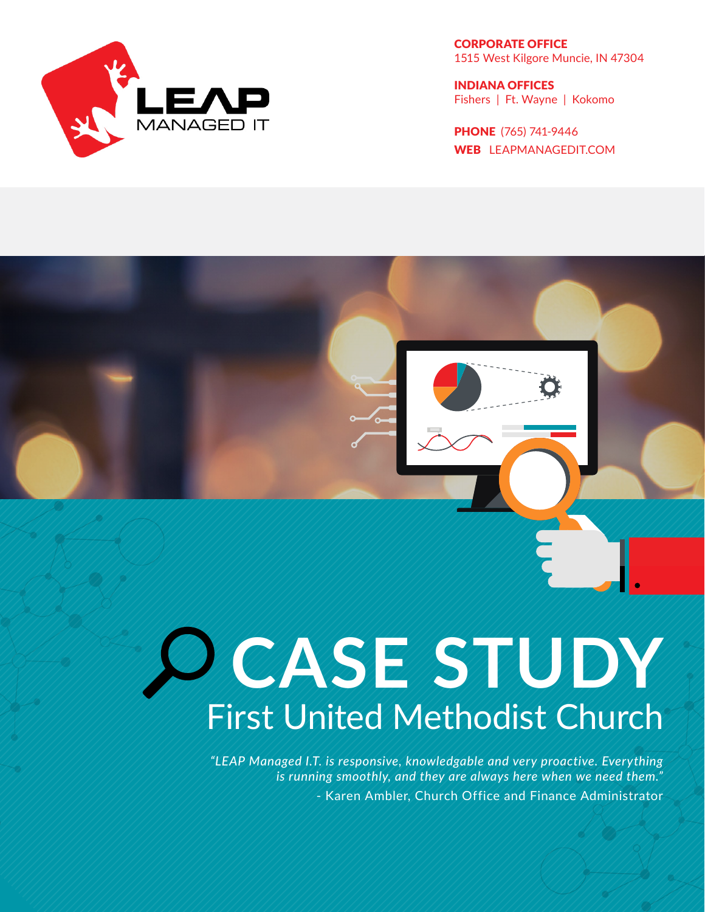LEAP MANAGED IT

**CORPORATE OFFICE**
1515 West Kilgore Muncie, IN 47304

**INDIANA OFFICES**
Fishers | Ft. Wayne | Kokomo

**PHONE** (765) 741-9446
**WEB** LEAPMANAGEDIT.COM

# CASE STUDY

## First United Methodist Church

*"LEAP Managed I.T. is responsive, knowledgable and very proactive. Everything is running smoothly, and they are always here when we need them."*

\- Karen Ambler, Church Office and Finance Administrator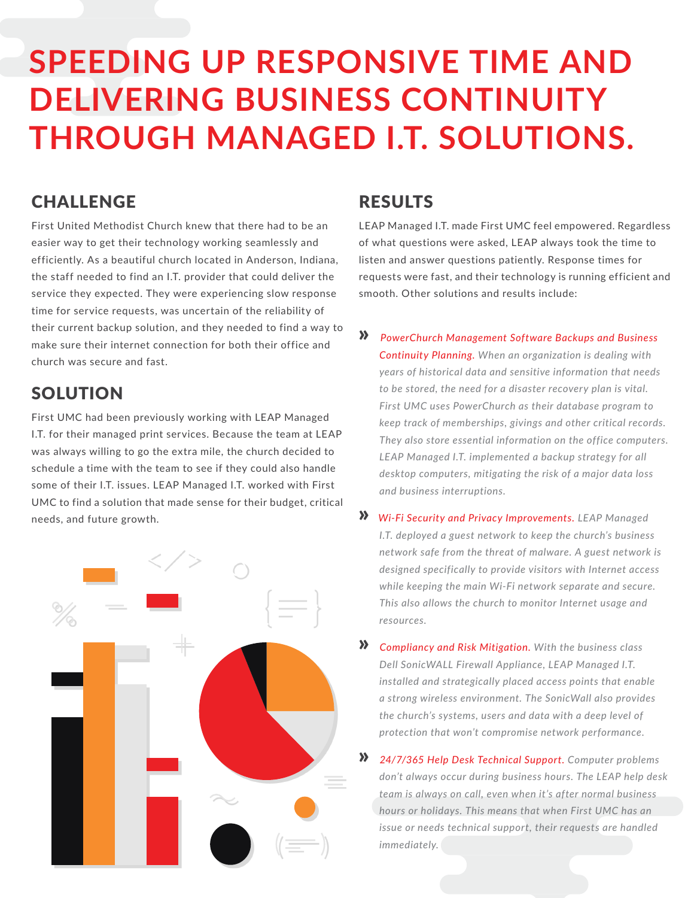# SPEEDING UP RESPONSIVE TIME AND DELIVERING BUSINESS CONTINUITY THROUGH MANAGED I.T. SOLUTIONS.

## CHALLENGE

First United Methodist Church knew that there had to be an easier way to get their technology working seamlessly and efficiently. As a beautiful church located in Anderson, Indiana, the staff needed to find an I.T. provider that could deliver the service they expected. They were experiencing slow response time for service requests, was uncertain of the reliability of their current backup solution, and they needed to find a way to make sure their internet connection for both their office and church was secure and fast.

## SOLUTION

First UMC had been previously working with LEAP Managed I.T. for their managed print services. Because the team at LEAP was always willing to go the extra mile, the church decided to schedule a time with the team to see if they could also handle some of their I.T. issues. LEAP Managed I.T. worked with First UMC to find a solution that made sense for their budget, critical needs, and future growth.

## RESULTS

LEAP Managed I.T. made First UMC feel empowered. Regardless of what questions were asked, LEAP always took the time to listen and answer questions patiently. Response times for requests were fast, and their technology is running efficient and smooth. Other solutions and results include:

» *PowerChurch Management Software Backups and Business Continuity Planning. When an organization is dealing with years of historical data and sensitive information that needs to be stored, the need for a disaster recovery plan is vital. First UMC uses PowerChurch as their database program to keep track of memberships, givings and other critical records. They also store essential information on the office computers. LEAP Managed I.T. implemented a backup strategy for all desktop computers, mitigating the risk of a major data loss and business interruptions.*

» *Wi-Fi Security and Privacy Improvements. LEAP Managed I.T. deployed a guest network to keep the church's business network safe from the threat of malware. A guest network is designed specifically to provide visitors with Internet access while keeping the main Wi-Fi network separate and secure. This also allows the church to monitor Internet usage and resources.*

» *Compliancy and Risk Mitigation. With the business class Dell SonicWALL Firewall Appliance, LEAP Managed I.T. installed and strategically placed access points that enable a strong wireless environment. The SonicWall also provides the church's systems, users and data with a deep level of protection that won't compromise network performance.*

» *24/7/365 Help Desk Technical Support. Computer problems don't always occur during business hours. The LEAP help desk team is always on call, even when it's after normal business hours or holidays. This means that when First UMC has an issue or needs technical support, their requests are handled immediately.*